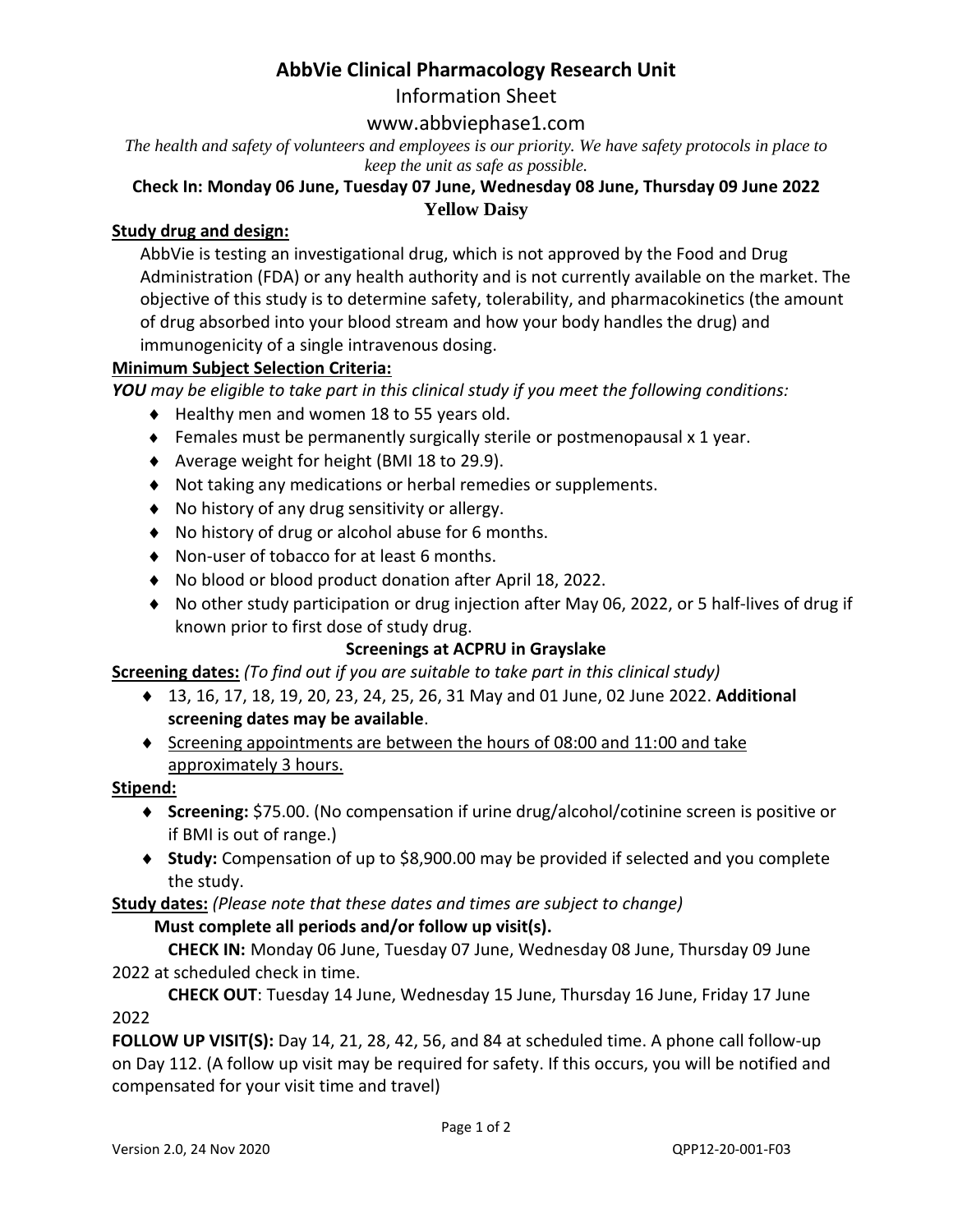# AbbVie Clinical Pharmacology Research Unit

Information Sheet

www.abbviephase1.com

*The health and safety of volunteers and employees is our priority. We have safety protocols in place to keep the unit as safe as possible.*

**Check In: Monday 06 June, Tuesday 07 June, Wednesday 08 June, Thursday 09 June 2022**

**Yellow Daisy**

**Study drug and design:**

AbbVie is testing an investigational drug, which is not approved by the Food and Drug Administration (FDA) or any health authority and is not currently available on the market. The objective of this study is to determine safety, tolerability, and pharmacokinetics (the amount of drug absorbed into your blood stream and how your body handles the drug) and immunogenicity of a single intravenous dosing.

**Minimum Subject Selection Criteria:**

***YOU*** *may be eligible to take part in this clinical study if you meet the following conditions:*

- Healthy men and women 18 to 55 years old.
- Females must be permanently surgically sterile or postmenopausal x 1 year.
- Average weight for height (BMI 18 to 29.9).
- Not taking any medications or herbal remedies or supplements.
- No history of any drug sensitivity or allergy.
- No history of drug or alcohol abuse for 6 months.
- Non-user of tobacco for at least 6 months.
- No blood or blood product donation after April 18, 2022.
- No other study participation or drug injection after May 06, 2022, or 5 half-lives of drug if known prior to first dose of study drug.

**Screenings at ACPRU in Grayslake**

**Screening dates:** *(To find out if you are suitable to take part in this clinical study)*

- 13, 16, 17, 18, 19, 20, 23, 24, 25, 26, 31 May and 01 June, 02 June 2022. **Additional screening dates may be available**.
- Screening appointments are between the hours of 08:00 and 11:00 and take approximately 3 hours.

**Stipend:**

- **Screening:** $75.00. (No compensation if urine drug/alcohol/cotinine screen is positive or if BMI is out of range.)
- **Study:** Compensation of up to $8,900.00 may be provided if selected and you complete the study.

**Study dates:** *(Please note that these dates and times are subject to change)*

**Must complete all periods and/or follow up visit(s).**

**CHECK IN:** Monday 06 June, Tuesday 07 June, Wednesday 08 June, Thursday 09 June 2022 at scheduled check in time.

**CHECK OUT**: Tuesday 14 June, Wednesday 15 June, Thursday 16 June, Friday 17 June 2022

**FOLLOW UP VISIT(S):** Day 14, 21, 28, 42, 56, and 84 at scheduled time. A phone call follow-up on Day 112. (A follow up visit may be required for safety. If this occurs, you will be notified and compensated for your visit time and travel)

Version 2.0, 24 Nov 2020 QPP12-20-001-F03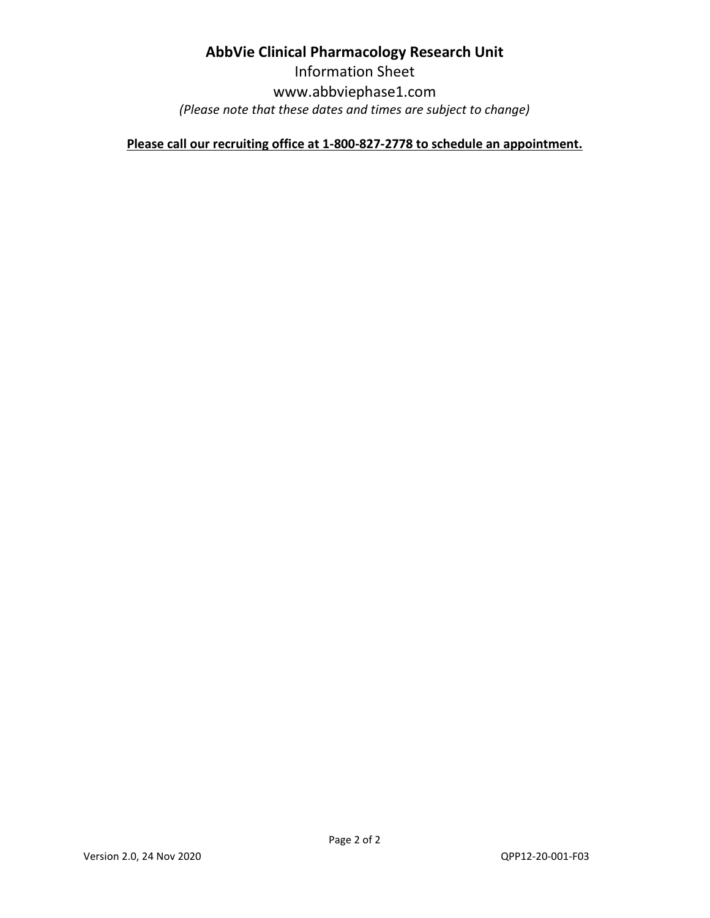**AbbVie Clinical Pharmacology Research Unit**

Information Sheet

www.abbviephase1.com

*(Please note that these dates and times are subject to change)*

**Please call our recruiting office at 1-800-827-2778 to schedule an appointment.**